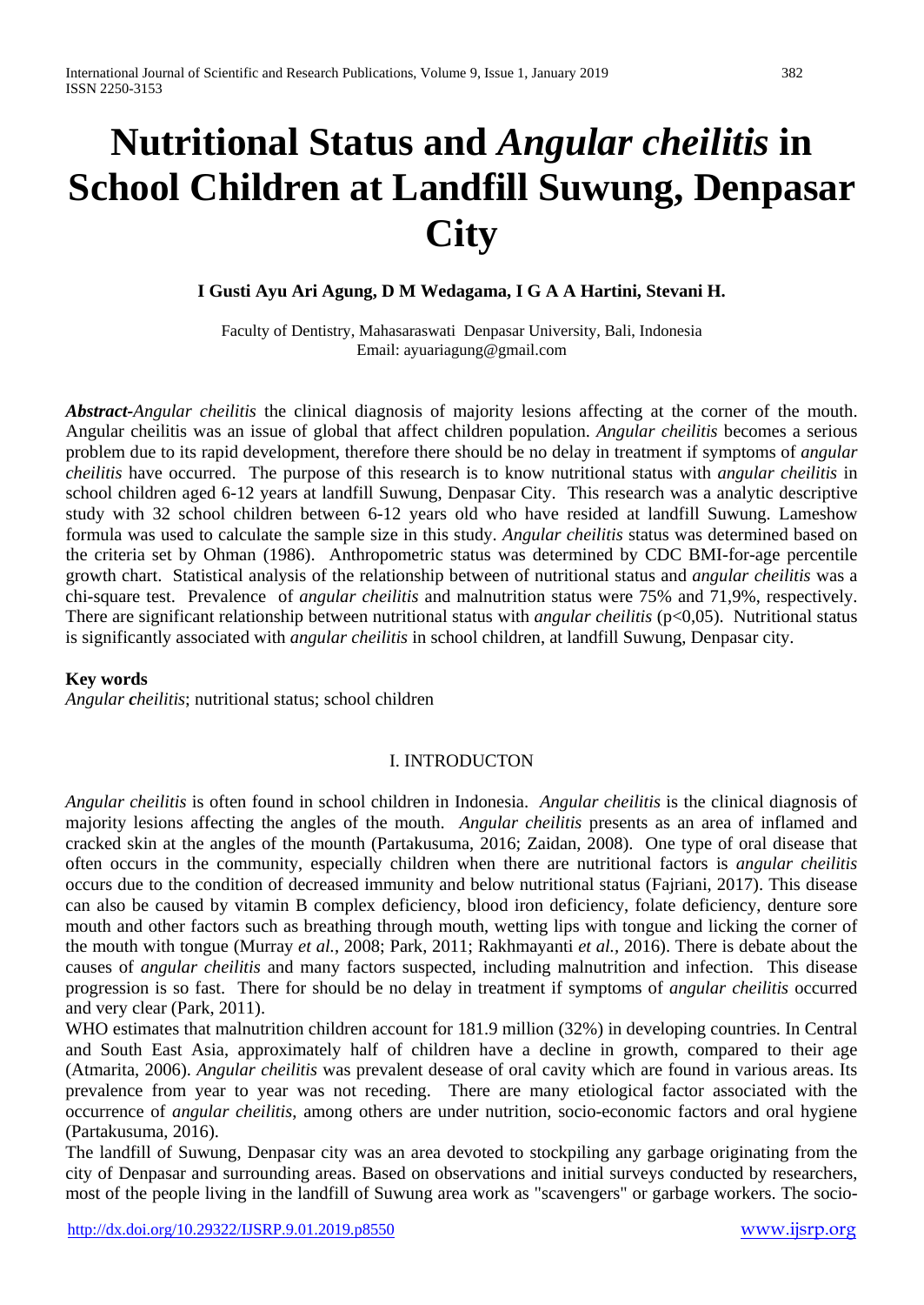# Nutritional Status and *Angular cheilitis* in School Children at Landfill Suwung, Denpasar City

**I Gusti Ayu Ari Agung, D M Wedagama, I G A A Hartini, Stevani H.**

Faculty of Dentistry, Mahasaraswati Denpasar University, Bali, Indonesia
Email: ayuariagung@gmail.com

***Abstract-****Angular cheilitis* the clinical diagnosis of majority lesions affecting at the corner of the mouth. Angular cheilitis was an issue of global that affect children population. *Angular cheilitis* becomes a serious problem due to its rapid development, therefore there should be no delay in treatment if symptoms of *angular cheilitis* have occurred. The purpose of this research is to know nutritional status with *angular cheilitis* in school children aged 6-12 years at landfill Suwung, Denpasar City. This research was a analytic descriptive study with 32 school children between 6-12 years old who have resided at landfill Suwung. Lameshow formula was used to calculate the sample size in this study. *Angular cheilitis* status was determined based on the criteria set by Ohman (1986). Anthropometric status was determined by CDC BMI-for-age percentile growth chart. Statistical analysis of the relationship between of nutritional status and *angular cheilitis* was a chi-square test. Prevalence of *angular cheilitis* and malnutrition status were 75% and 71,9%, respectively. There are significant relationship between nutritional status with *angular cheilitis* ($p<0,05$). Nutritional status is significantly associated with *angular cheilitis* in school children, at landfill Suwung, Denpasar city.

**Key words**

*Angular* ***c****heilitis*; nutritional status; school children

## I. INTRODUCTON

*Angular cheilitis* is often found in school children in Indonesia. *Angular cheilitis* is the clinical diagnosis of majority lesions affecting the angles of the mouth. *Angular cheilitis* presents as an area of inflamed and cracked skin at the angles of the mounth (Partakusuma, 2016; Zaidan, 2008). One type of oral disease that often occurs in the community, especially children when there are nutritional factors is *angular cheilitis* occurs due to the condition of decreased immunity and below nutritional status (Fajriani, 2017). This disease can also be caused by vitamin B complex deficiency, blood iron deficiency, folate deficiency, denture sore mouth and other factors such as breathing through mouth, wetting lips with tongue and licking the corner of the mouth with tongue (Murray *et al.*, 2008; Park, 2011; Rakhmayanti *et al.*, 2016). There is debate about the causes of *angular cheilitis* and many factors suspected, including malnutrition and infection. This disease progression is so fast. There for should be no delay in treatment if symptoms of *angular cheilitis* occurred and very clear (Park, 2011).

WHO estimates that malnutrition children account for 181.9 million (32%) in developing countries. In Central and South East Asia, approximately half of children have a decline in growth, compared to their age (Atmarita, 2006). *Angular cheilitis* was prevalent desease of oral cavity which are found in various areas. Its prevalence from year to year was not receding. There are many etiological factor associated with the occurrence of *angular cheilitis*, among others are under nutrition, socio-economic factors and oral hygiene (Partakusuma, 2016).

The landfill of Suwung, Denpasar city was an area devoted to stockpiling any garbage originating from the city of Denpasar and surrounding areas. Based on observations and initial surveys conducted by researchers, most of the people living in the landfill of Suwung area work as "scavengers" or garbage workers. The socio-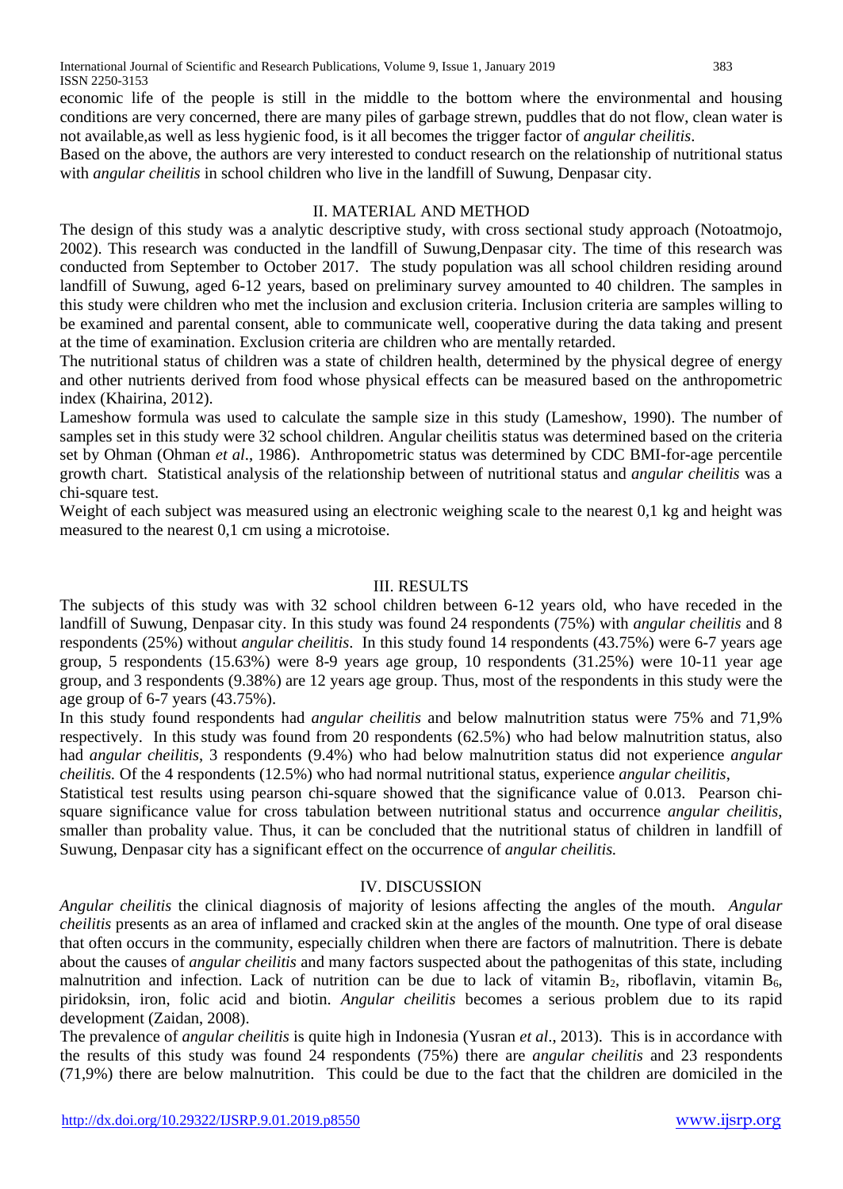economic life of the people is still in the middle to the bottom where the environmental and housing conditions are very concerned, there are many piles of garbage strewn, puddles that do not flow, clean water is not available,as well as less hygienic food, is it all becomes the trigger factor of *angular cheilitis*.

Based on the above, the authors are very interested to conduct research on the relationship of nutritional status with *angular cheilitis* in school children who live in the landfill of Suwung, Denpasar city.

## II. MATERIAL AND METHOD

The design of this study was a analytic descriptive study, with cross sectional study approach (Notoatmojo, 2002). This research was conducted in the landfill of Suwung,Denpasar city. The time of this research was conducted from September to October 2017. The study population was all school children residing around landfill of Suwung, aged 6-12 years, based on preliminary survey amounted to 40 children. The samples in this study were children who met the inclusion and exclusion criteria. Inclusion criteria are samples willing to be examined and parental consent, able to communicate well, cooperative during the data taking and present at the time of examination. Exclusion criteria are children who are mentally retarded.

The nutritional status of children was a state of children health, determined by the physical degree of energy and other nutrients derived from food whose physical effects can be measured based on the anthropometric index (Khairina, 2012).

Lameshow formula was used to calculate the sample size in this study (Lameshow, 1990). The number of samples set in this study were 32 school children. Angular cheilitis status was determined based on the criteria set by Ohman (Ohman *et al*., 1986). Anthropometric status was determined by CDC BMI-for-age percentile growth chart. Statistical analysis of the relationship between of nutritional status and *angular cheilitis* was a chi-square test.

Weight of each subject was measured using an electronic weighing scale to the nearest 0,1 kg and height was measured to the nearest 0,1 cm using a microtoise.

## III. RESULTS

The subjects of this study was with 32 school children between 6-12 years old, who have receded in the landfill of Suwung, Denpasar city. In this study was found 24 respondents (75%) with *angular cheilitis* and 8 respondents (25%) without *angular cheilitis*. In this study found 14 respondents (43.75%) were 6-7 years age group, 5 respondents (15.63%) were 8-9 years age group, 10 respondents (31.25%) were 10-11 year age group, and 3 respondents (9.38%) are 12 years age group. Thus, most of the respondents in this study were the age group of 6-7 years (43.75%).

In this study found respondents had *angular cheilitis* and below malnutrition status were 75% and 71,9% respectively. In this study was found from 20 respondents (62.5%) who had below malnutrition status, also had *angular cheilitis*, 3 respondents (9.4%) who had below malnutrition status did not experience *angular cheilitis.* Of the 4 respondents (12.5%) who had normal nutritional status, experience *angular cheilitis*,

Statistical test results using pearson chi-square showed that the significance value of 0.013. Pearson chi-square significance value for cross tabulation between nutritional status and occurrence *angular cheilitis*, smaller than probality value. Thus, it can be concluded that the nutritional status of children in landfill of Suwung, Denpasar city has a significant effect on the occurrence of *angular cheilitis.*

## IV. DISCUSSION

*Angular cheilitis* the clinical diagnosis of majority of lesions affecting the angles of the mouth. *Angular cheilitis* presents as an area of inflamed and cracked skin at the angles of the mounth. One type of oral disease that often occurs in the community, especially children when there are factors of malnutrition. There is debate about the causes of *angular cheilitis* and many factors suspected about the pathogenitas of this state, including malnutrition and infection. Lack of nutrition can be due to lack of vitamin $B_2$, riboflavin, vitamin $B_6$, piridoksin, iron, folic acid and biotin. *Angular cheilitis* becomes a serious problem due to its rapid development (Zaidan, 2008).

The prevalence of *angular cheilitis* is quite high in Indonesia (Yusran *et al*., 2013). This is in accordance with the results of this study was found 24 respondents (75%) there are *angular cheilitis* and 23 respondents (71,9%) there are below malnutrition. This could be due to the fact that the children are domiciled in the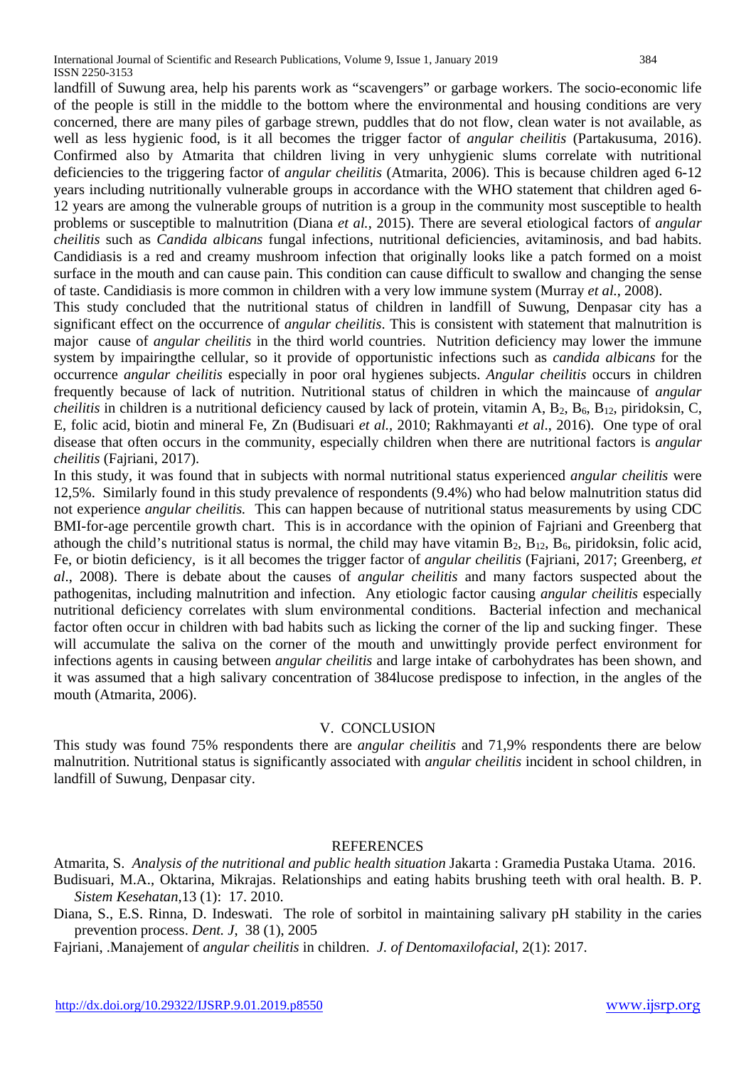landfill of Suwung area, help his parents work as "scavengers" or garbage workers. The socio-economic life of the people is still in the middle to the bottom where the environmental and housing conditions are very concerned, there are many piles of garbage strewn, puddles that do not flow, clean water is not available, as well as less hygienic food, is it all becomes the trigger factor of *angular cheilitis* (Partakusuma, 2016). Confirmed also by Atmarita that children living in very unhygienic slums correlate with nutritional deficiencies to the triggering factor of *angular cheilitis* (Atmarita, 2006). This is because children aged 6-12 years including nutritionally vulnerable groups in accordance with the WHO statement that children aged 6-12 years are among the vulnerable groups of nutrition is a group in the community most susceptible to health problems or susceptible to malnutrition (Diana *et al.*, 2015). There are several etiological factors of *angular cheilitis* such as *Candida albicans* fungal infections, nutritional deficiencies, avitaminosis, and bad habits. Candidiasis is a red and creamy mushroom infection that originally looks like a patch formed on a moist surface in the mouth and can cause pain. This condition can cause difficult to swallow and changing the sense of taste. Candidiasis is more common in children with a very low immune system (Murray *et al.*, 2008).

This study concluded that the nutritional status of children in landfill of Suwung, Denpasar city has a significant effect on the occurrence of *angular cheilitis*. This is consistent with statement that malnutrition is major cause of *angular cheilitis* in the third world countries. Nutrition deficiency may lower the immune system by impairingthe cellular, so it provide of opportunistic infections such as *candida albicans* for the occurrence *angular cheilitis* especially in poor oral hygienes subjects. *Angular cheilitis* occurs in children frequently because of lack of nutrition. Nutritional status of children in which the maincause of *angular cheilitis* in children is a nutritional deficiency caused by lack of protein, vitamin A, $B_2$, $B_6$, $B_{12}$, piridoksin, C, E, folic acid, biotin and mineral Fe, Zn (Budisuari *et al.*, 2010; Rakhmayanti *et al*., 2016). One type of oral disease that often occurs in the community, especially children when there are nutritional factors is *angular cheilitis* (Fajriani, 2017).

In this study, it was found that in subjects with normal nutritional status experienced *angular cheilitis* were 12,5%. Similarly found in this study prevalence of respondents (9.4%) who had below malnutrition status did not experience *angular cheilitis.* This can happen because of nutritional status measurements by using CDC BMI-for-age percentile growth chart. This is in accordance with the opinion of Fajriani and Greenberg that athough the child's nutritional status is normal, the child may have vitamin $B_2$, $B_{12}$, $B_6$, piridoksin, folic acid, Fe, or biotin deficiency, is it all becomes the trigger factor of *angular cheilitis* (Fajriani, 2017; Greenberg, *et al*., 2008). There is debate about the causes of *angular cheilitis* and many factors suspected about the pathogenitas, including malnutrition and infection. Any etiologic factor causing *angular cheilitis* especially nutritional deficiency correlates with slum environmental conditions. Bacterial infection and mechanical factor often occur in children with bad habits such as licking the corner of the lip and sucking finger. These will accumulate the saliva on the corner of the mouth and unwittingly provide perfect environment for infections agents in causing between *angular cheilitis* and large intake of carbohydrates has been shown, and it was assumed that a high salivary concentration of 384lucose predispose to infection, in the angles of the mouth (Atmarita, 2006).

## V. CONCLUSION

This study was found 75% respondents there are *angular cheilitis* and 71,9% respondents there are below malnutrition. Nutritional status is significantly associated with *angular cheilitis* incident in school children, in landfill of Suwung, Denpasar city.

## REFERENCES

Atmarita, S. *Analysis of the nutritional and public health situation* Jakarta : Gramedia Pustaka Utama. 2016.

Budisuari, M.A., Oktarina, Mikrajas. Relationships and eating habits brushing teeth with oral health. B. P. *Sistem Kesehatan*,13 (1): 17. 2010.

Diana, S., E.S. Rinna, D. Indeswati. The role of sorbitol in maintaining salivary pH stability in the caries prevention process. *Dent. J*, 38 (1), 2005

Fajriani, .Manajement of *angular cheilitis* in children. *J. of Dentomaxilofacial*, 2(1): 2017.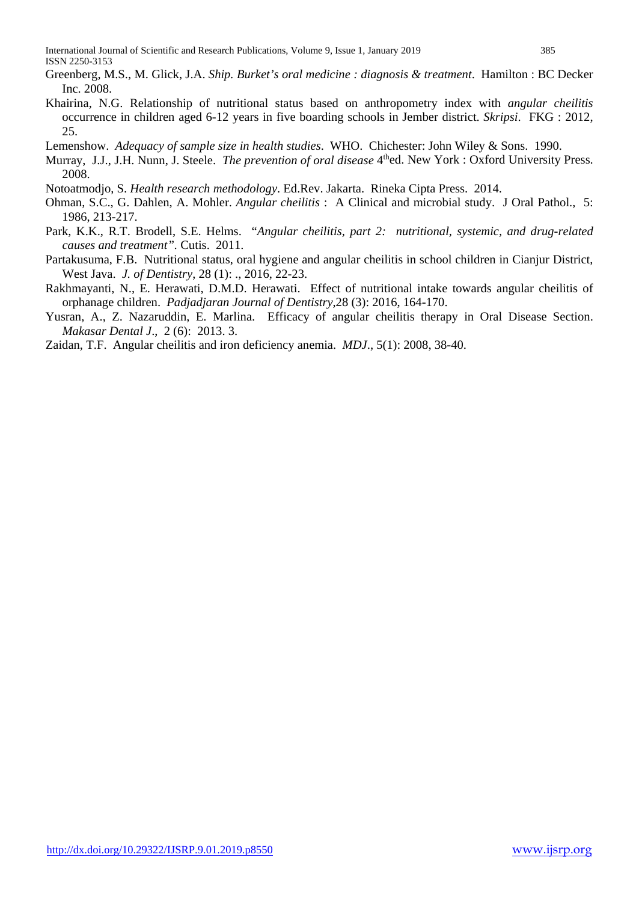Greenberg, M.S., M. Glick, J.A. *Ship. Burket's oral medicine : diagnosis & treatment*. Hamilton : BC Decker Inc. 2008.

Khairina, N.G. Relationship of nutritional status based on anthropometry index with *angular cheilitis* occurrence in children aged 6-12 years in five boarding schools in Jember district. *Skripsi*. FKG : 2012, 25.

Lemenshow. *Adequacy of sample size in health studies*. WHO. Chichester: John Wiley & Sons. 1990.

Murray, J.J., J.H. Nunn, J. Steele. *The prevention of oral disease* 4thed. New York : Oxford University Press. 2008.

Notoatmodjo, S. *Health research methodology*. Ed.Rev. Jakarta. Rineka Cipta Press. 2014.

Ohman, S.C., G. Dahlen, A. Mohler. *Angular cheilitis* : A Clinical and microbial study. J Oral Pathol., 5: 1986, 213-217.

Park, K.K., R.T. Brodell, S.E. Helms. *"Angular cheilitis, part 2: nutritional, systemic, and drug-related causes and treatment"*. Cutis. 2011.

Partakusuma, F.B. Nutritional status, oral hygiene and angular cheilitis in school children in Cianjur District, West Java. *J. of Dentistry*, 28 (1): ., 2016, 22-23.

Rakhmayanti, N., E. Herawati, D.M.D. Herawati. Effect of nutritional intake towards angular cheilitis of orphanage children. *Padjadjaran Journal of Dentistry*,28 (3): 2016, 164-170.

Yusran, A., Z. Nazaruddin, E. Marlina. Efficacy of angular cheilitis therapy in Oral Disease Section. *Makasar Dental J*., 2 (6): 2013. 3.

Zaidan, T.F. Angular cheilitis and iron deficiency anemia. *MDJ*., 5(1): 2008, 38-40.